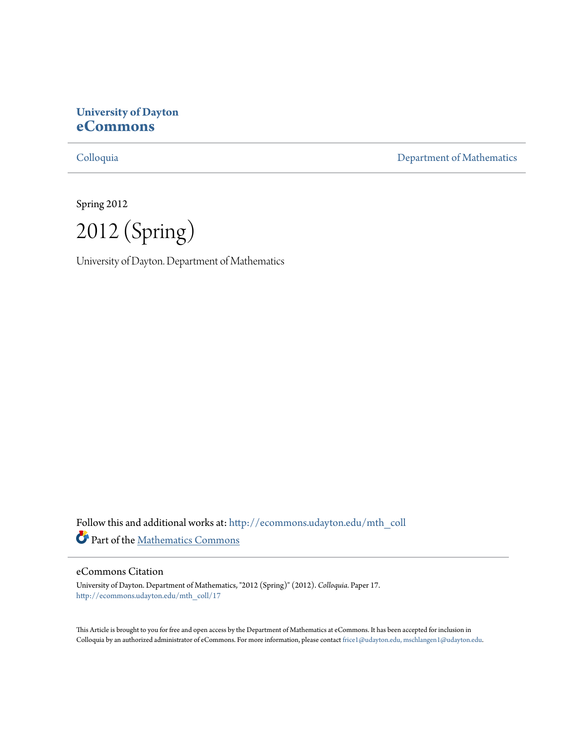**University of Dayton**
**eCommons**

Colloquia | Department of Mathematics

Spring 2012

# 2012 (Spring)

University of Dayton. Department of Mathematics

Follow this and additional works at: http://ecommons.udayton.edu/mth_coll

Part of the Mathematics Commons

## eCommons Citation

University of Dayton. Department of Mathematics, "2012 (Spring)" (2012). *Colloquia.* Paper 17.
http://ecommons.udayton.edu/mth_coll/17

This Article is brought to you for free and open access by the Department of Mathematics at eCommons. It has been accepted for inclusion in Colloquia by an authorized administrator of eCommons. For more information, please contact frice1@udayton.edu, mschlangen1@udayton.edu.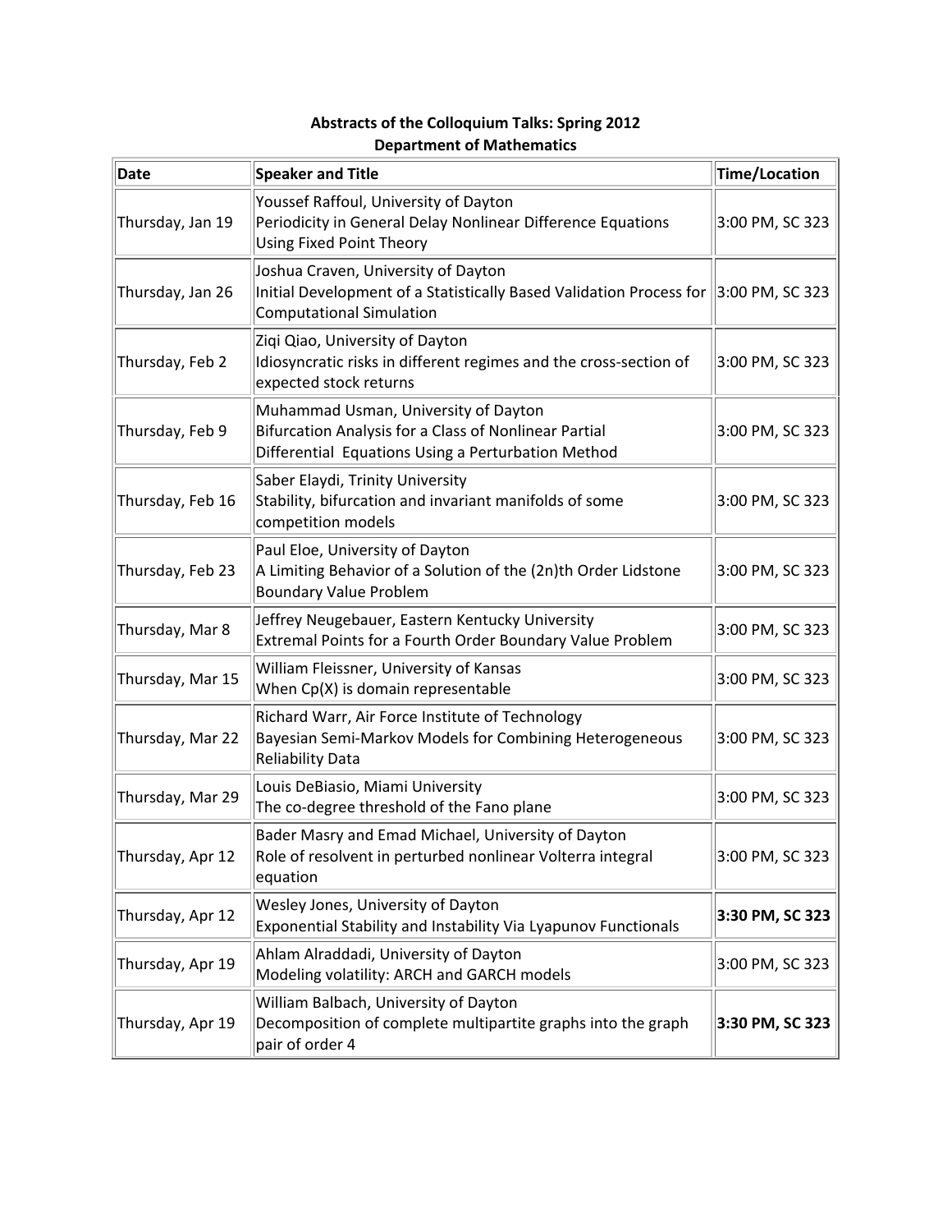**Abstracts of the Colloquium Talks: Spring 2012**
**Department of Mathematics**

| Date | Speaker and Title | Time/Location |
|---|---|---|
| Thursday, Jan 19 | Youssef Raffoul, University of Dayton<br>Periodicity in General Delay Nonlinear Difference Equations Using Fixed Point Theory | 3:00 PM, SC 323 |
| Thursday, Jan 26 | Joshua Craven, University of Dayton<br>Initial Development of a Statistically Based Validation Process for Computational Simulation | 3:00 PM, SC 323 |
| Thursday, Feb 2 | Ziqi Qiao, University of Dayton<br>Idiosyncratic risks in different regimes and the cross-section of expected stock returns | 3:00 PM, SC 323 |
| Thursday, Feb 9 | Muhammad Usman, University of Dayton<br>Bifurcation Analysis for a Class of Nonlinear Partial Differential Equations Using a Perturbation Method | 3:00 PM, SC 323 |
| Thursday, Feb 16 | Saber Elaydi, Trinity University<br>Stability, bifurcation and invariant manifolds of some competition models | 3:00 PM, SC 323 |
| Thursday, Feb 23 | Paul Eloe, University of Dayton<br>A Limiting Behavior of a Solution of the (2n)th Order Lidstone Boundary Value Problem | 3:00 PM, SC 323 |
| Thursday, Mar 8 | Jeffrey Neugebauer, Eastern Kentucky University<br>Extremal Points for a Fourth Order Boundary Value Problem | 3:00 PM, SC 323 |
| Thursday, Mar 15 | William Fleissner, University of Kansas<br>When Cp(X) is domain representable | 3:00 PM, SC 323 |
| Thursday, Mar 22 | Richard Warr, Air Force Institute of Technology<br>Bayesian Semi-Markov Models for Combining Heterogeneous Reliability Data | 3:00 PM, SC 323 |
| Thursday, Mar 29 | Louis DeBiasio, Miami University<br>The co-degree threshold of the Fano plane | 3:00 PM, SC 323 |
| Thursday, Apr 12 | Bader Masry and Emad Michael, University of Dayton<br>Role of resolvent in perturbed nonlinear Volterra integral equation | 3:00 PM, SC 323 |
| Thursday, Apr 12 | Wesley Jones, University of Dayton<br>Exponential Stability and Instability Via Lyapunov Functionals | **3:30 PM, SC 323** |
| Thursday, Apr 19 | Ahlam Alraddadi, University of Dayton<br>Modeling volatility: ARCH and GARCH models | 3:00 PM, SC 323 |
| Thursday, Apr 19 | William Balbach, University of Dayton<br>Decomposition of complete multipartite graphs into the graph pair of order 4 | **3:30 PM, SC 323** |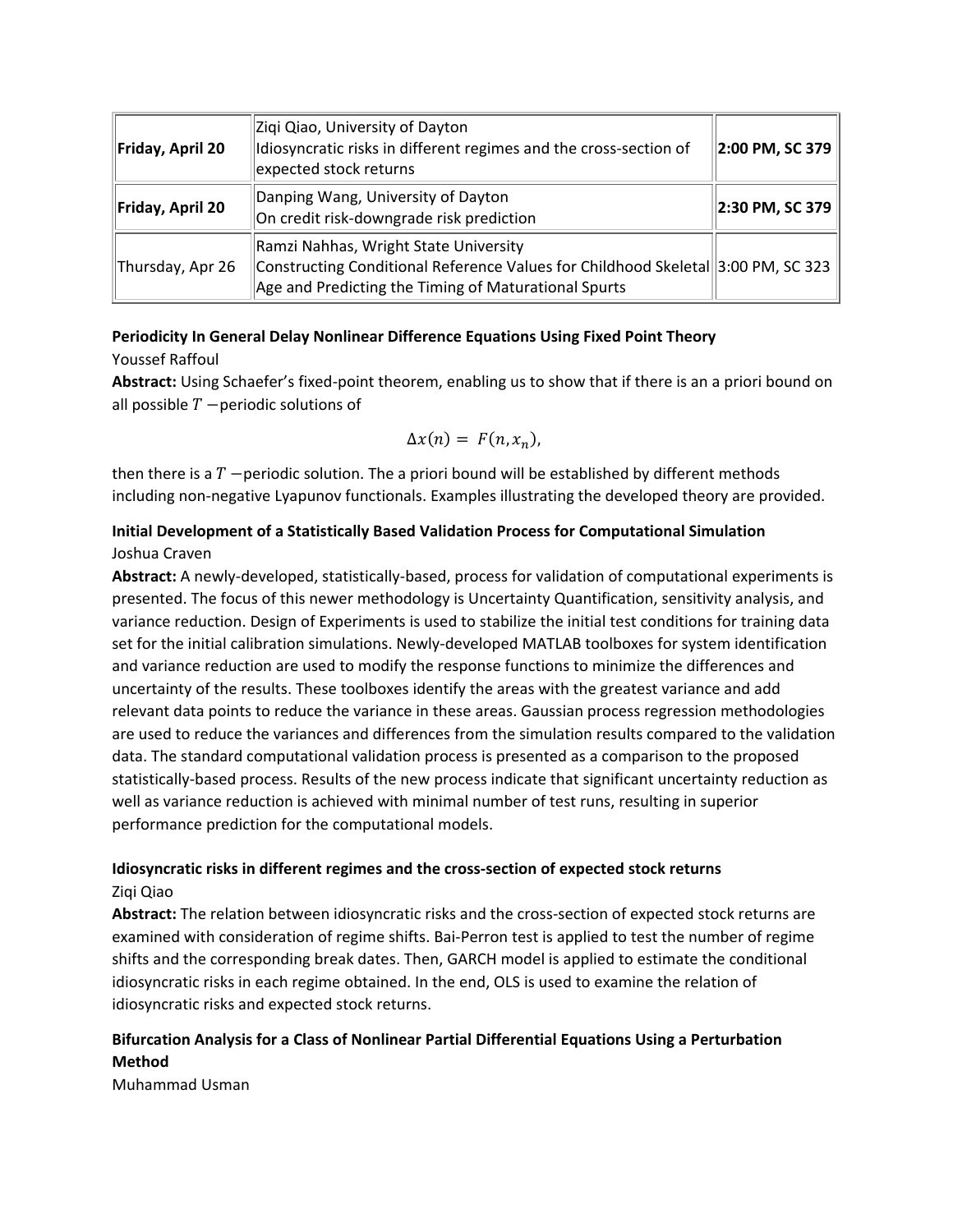| | | |
|---|---|---|
| **Friday, April 20** | Ziqi Qiao, University of Dayton<br>Idiosyncratic risks in different regimes and the cross-section of expected stock returns | **2:00 PM, SC 379** |
| **Friday, April 20** | Danping Wang, University of Dayton<br>On credit risk-downgrade risk prediction | **2:30 PM, SC 379** |
| Thursday, Apr 26 | Ramzi Nahhas, Wright State University<br>Constructing Conditional Reference Values for Childhood Skeletal Age and Predicting the Timing of Maturational Spurts | 3:00 PM, SC 323 |

**Periodicity In General Delay Nonlinear Difference Equations Using Fixed Point Theory**
Youssef Raffoul
**Abstract:** Using Schaefer's fixed-point theorem, enabling us to show that if there is an a priori bound on all possible $T$ −periodic solutions of

$$\Delta x(n) = F(n, x_n),$$

then there is a $T$ −periodic solution. The a priori bound will be established by different methods including non-negative Lyapunov functionals. Examples illustrating the developed theory are provided.

**Initial Development of a Statistically Based Validation Process for Computational Simulation**
Joshua Craven
**Abstract:** A newly-developed, statistically-based, process for validation of computational experiments is presented. The focus of this newer methodology is Uncertainty Quantification, sensitivity analysis, and variance reduction. Design of Experiments is used to stabilize the initial test conditions for training data set for the initial calibration simulations. Newly-developed MATLAB toolboxes for system identification and variance reduction are used to modify the response functions to minimize the differences and uncertainty of the results. These toolboxes identify the areas with the greatest variance and add relevant data points to reduce the variance in these areas. Gaussian process regression methodologies are used to reduce the variances and differences from the simulation results compared to the validation data. The standard computational validation process is presented as a comparison to the proposed statistically-based process. Results of the new process indicate that significant uncertainty reduction as well as variance reduction is achieved with minimal number of test runs, resulting in superior performance prediction for the computational models.

**Idiosyncratic risks in different regimes and the cross-section of expected stock returns**
Ziqi Qiao
**Abstract:** The relation between idiosyncratic risks and the cross-section of expected stock returns are examined with consideration of regime shifts. Bai-Perron test is applied to test the number of regime shifts and the corresponding break dates. Then, GARCH model is applied to estimate the conditional idiosyncratic risks in each regime obtained. In the end, OLS is used to examine the relation of idiosyncratic risks and expected stock returns.

**Bifurcation Analysis for a Class of Nonlinear Partial Differential Equations Using a Perturbation Method**
Muhammad Usman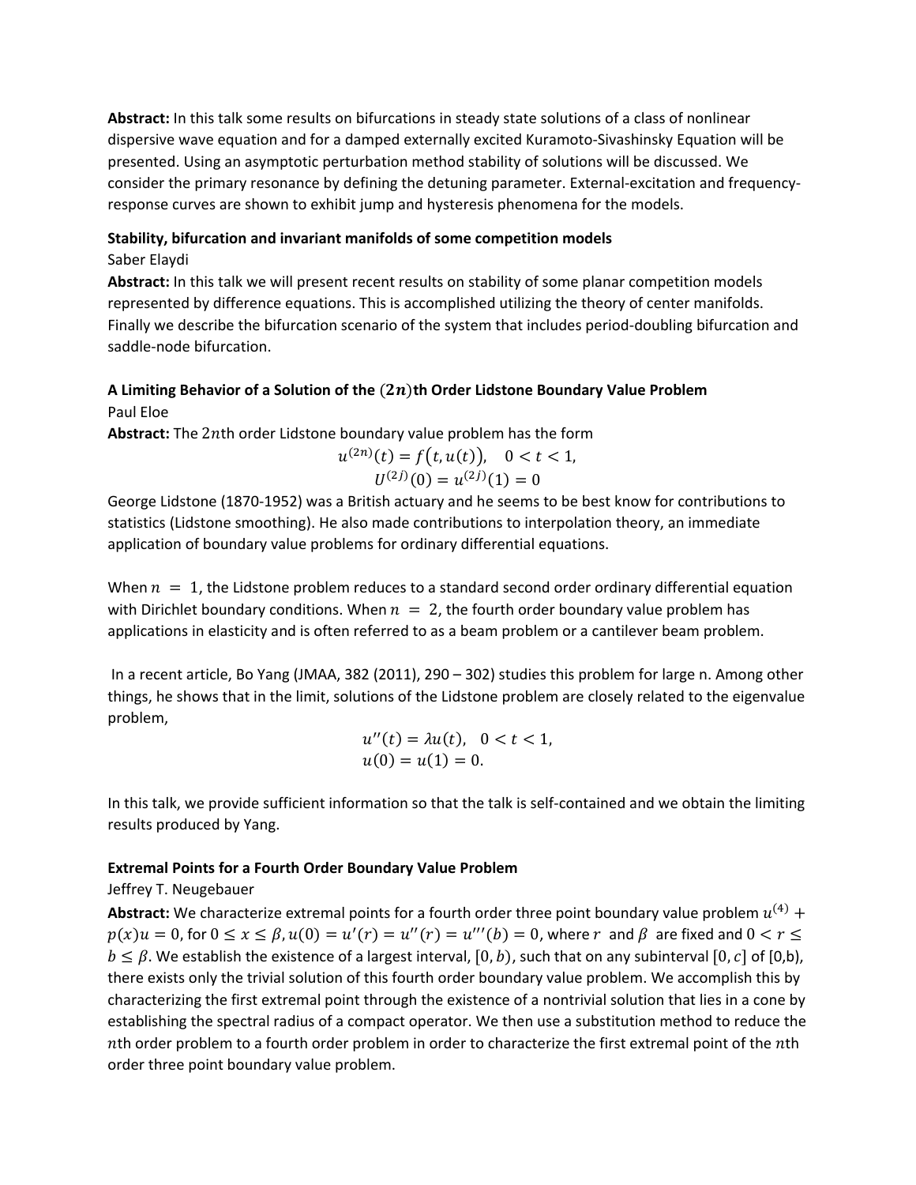**Abstract:** In this talk some results on bifurcations in steady state solutions of a class of nonlinear dispersive wave equation and for a damped externally excited Kuramoto-Sivashinsky Equation will be presented. Using an asymptotic perturbation method stability of solutions will be discussed. We consider the primary resonance by defining the detuning parameter. External-excitation and frequency-response curves are shown to exhibit jump and hysteresis phenomena for the models.

**Stability, bifurcation and invariant manifolds of some competition models**

Saber Elaydi

**Abstract:** In this talk we will present recent results on stability of some planar competition models represented by difference equations. This is accomplished utilizing the theory of center manifolds. Finally we describe the bifurcation scenario of the system that includes period-doubling bifurcation and saddle-node bifurcation.

**A Limiting Behavior of a Solution of the $(2n)$th Order Lidstone Boundary Value Problem**

Paul Eloe

**Abstract:** The $2n$th order Lidstone boundary value problem has the form

$$u^{(2n)}(t) = f\big(t, u(t)\big), \quad 0 < t < 1,$$
$$U^{(2j)}(0) = u^{(2j)}(1) = 0$$

George Lidstone (1870-1952) was a British actuary and he seems to be best know for contributions to statistics (Lidstone smoothing). He also made contributions to interpolation theory, an immediate application of boundary value problems for ordinary differential equations.

When $n = 1$, the Lidstone problem reduces to a standard second order ordinary differential equation with Dirichlet boundary conditions. When $n = 2$, the fourth order boundary value problem has applications in elasticity and is often referred to as a beam problem or a cantilever beam problem.

In a recent article, Bo Yang (JMAA, 382 (2011), 290 – 302) studies this problem for large n. Among other things, he shows that in the limit, solutions of the Lidstone problem are closely related to the eigenvalue problem,

$$u''(t) = \lambda u(t), \quad 0 < t < 1,$$
$$u(0) = u(1) = 0.$$

In this talk, we provide sufficient information so that the talk is self-contained and we obtain the limiting results produced by Yang.

**Extremal Points for a Fourth Order Boundary Value Problem**

Jeffrey T. Neugebauer

**Abstract:** We characterize extremal points for a fourth order three point boundary value problem $u^{(4)} + p(x)u = 0$, for $0 \le x \le \beta, u(0) = u'(r) = u''(r) = u'''(b) = 0$, where $r$ and $\beta$ are fixed and $0 < r \le b \le \beta$. We establish the existence of a largest interval, $[0, b)$, such that on any subinterval $[0, c]$ of [0,b), there exists only the trivial solution of this fourth order boundary value problem. We accomplish this by characterizing the first extremal point through the existence of a nontrivial solution that lies in a cone by establishing the spectral radius of a compact operator. We then use a substitution method to reduce the $n$th order problem to a fourth order problem in order to characterize the first extremal point of the $n$th order three point boundary value problem.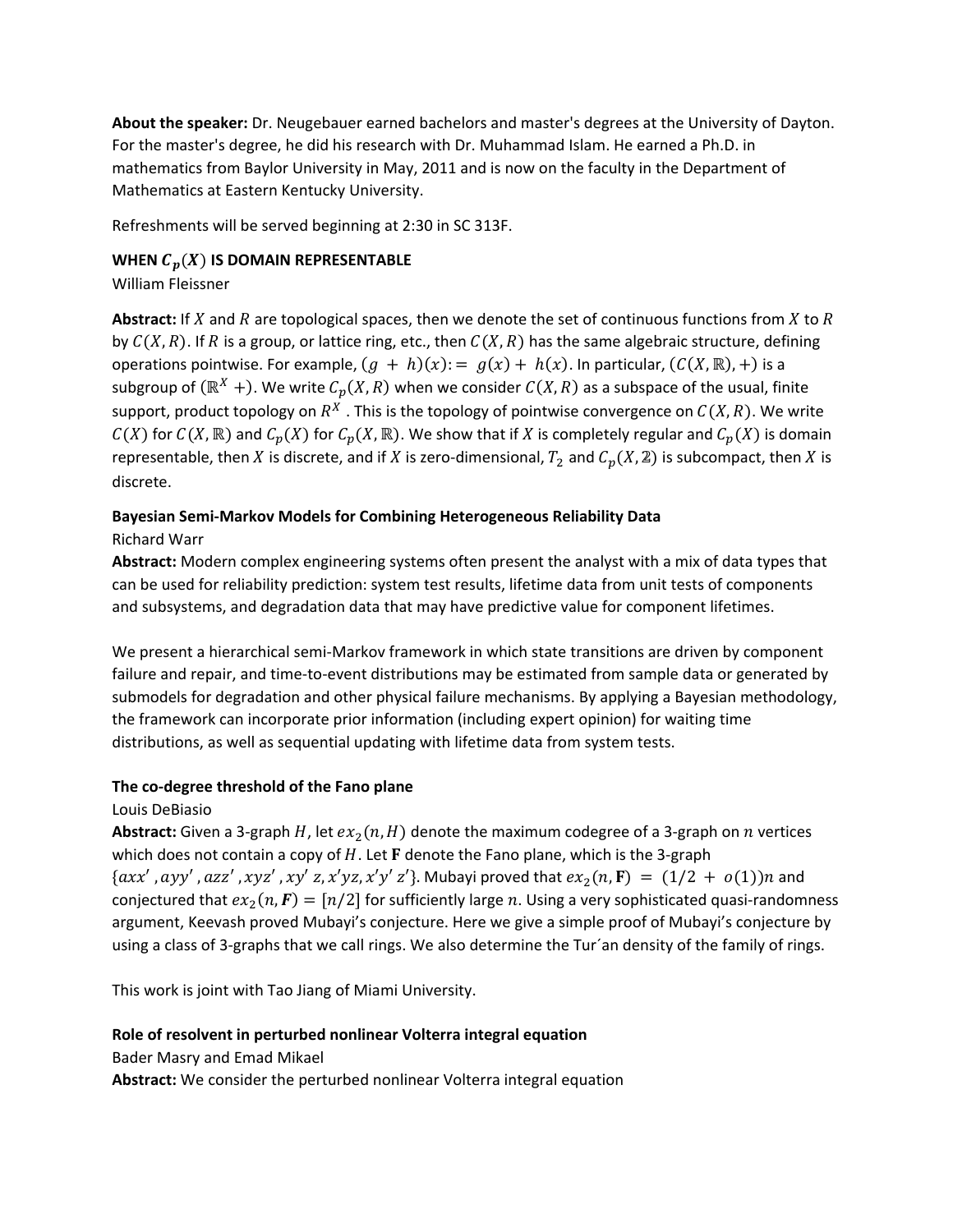**About the speaker:** Dr. Neugebauer earned bachelors and master's degrees at the University of Dayton. For the master's degree, he did his research with Dr. Muhammad Islam. He earned a Ph.D. in mathematics from Baylor University in May, 2011 and is now on the faculty in the Department of Mathematics at Eastern Kentucky University.

Refreshments will be served beginning at 2:30 in SC 313F.

**WHEN $C_p(X)$ IS DOMAIN REPRESENTABLE**
William Fleissner

**Abstract:** If $X$ and $R$ are topological spaces, then we denote the set of continuous functions from $X$ to $R$ by $C(X,R)$. If $R$ is a group, or lattice ring, etc., then $C(X,R)$ has the same algebraic structure, defining operations pointwise. For example, $(g + h)(x) := g(x) + h(x)$. In particular, $(C(X,\mathbb{R}), +)$ is a subgroup of $(\mathbb{R}^X +)$. We write $C_p(X,R)$ when we consider $C(X,R)$ as a subspace of the usual, finite support, product topology on $R^X$ . This is the topology of pointwise convergence on $C(X,R)$. We write $C(X)$ for $C(X,\mathbb{R})$ and $C_p(X)$ for $C_p(X,\mathbb{R})$. We show that if $X$ is completely regular and $C_p(X)$ is domain representable, then $X$ is discrete, and if $X$ is zero-dimensional, $T_2$ and $C_p(X,\mathbb{2})$ is subcompact, then $X$ is discrete.

**Bayesian Semi-Markov Models for Combining Heterogeneous Reliability Data**
Richard Warr
**Abstract:** Modern complex engineering systems often present the analyst with a mix of data types that can be used for reliability prediction: system test results, lifetime data from unit tests of components and subsystems, and degradation data that may have predictive value for component lifetimes.

We present a hierarchical semi-Markov framework in which state transitions are driven by component failure and repair, and time-to-event distributions may be estimated from sample data or generated by submodels for degradation and other physical failure mechanisms. By applying a Bayesian methodology, the framework can incorporate prior information (including expert opinion) for waiting time distributions, as well as sequential updating with lifetime data from system tests.

**The co-degree threshold of the Fano plane**
Louis DeBiasio
**Abstract:** Given a 3-graph $H$, let $ex_2(n,H)$ denote the maximum codegree of a 3-graph on $n$ vertices which does not contain a copy of $H$. Let $\mathbf{F}$ denote the Fano plane, which is the 3-graph $\{axx', ayy', azz', xyz, xy'z, x'yz, x'y'z'\}$. Mubayi proved that $ex_2(n,\mathbf{F}) = (1/2 + o(1))n$ and conjectured that $ex_2(n,\boldsymbol{F}) = [n/2]$ for sufficiently large $n$. Using a very sophisticated quasi-randomness argument, Keevash proved Mubayi's conjecture. Here we give a simple proof of Mubayi's conjecture by using a class of 3-graphs that we call rings. We also determine the Tur´an density of the family of rings.

This work is joint with Tao Jiang of Miami University.

**Role of resolvent in perturbed nonlinear Volterra integral equation**
Bader Masry and Emad Mikael
**Abstract:** We consider the perturbed nonlinear Volterra integral equation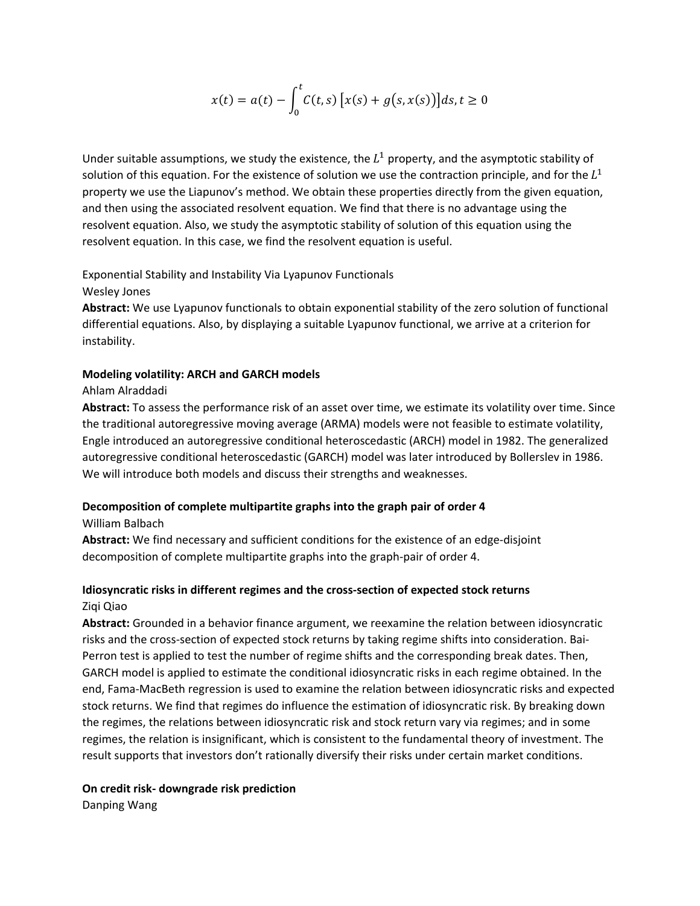$$x(t) = a(t) - \int_0^t C(t,s)\left[x(s) + g\big(s, x(s)\big)\right]ds, t \geq 0$$

Under suitable assumptions, we study the existence, the $L^1$ property, and the asymptotic stability of solution of this equation. For the existence of solution we use the contraction principle, and for the $L^1$ property we use the Liapunov's method. We obtain these properties directly from the given equation, and then using the associated resolvent equation. We find that there is no advantage using the resolvent equation. Also, we study the asymptotic stability of solution of this equation using the resolvent equation. In this case, we find the resolvent equation is useful.

Exponential Stability and Instability Via Lyapunov Functionals

Wesley Jones

**Abstract:** We use Lyapunov functionals to obtain exponential stability of the zero solution of functional differential equations. Also, by displaying a suitable Lyapunov functional, we arrive at a criterion for instability.

**Modeling volatility: ARCH and GARCH models**

Ahlam Alraddadi

**Abstract:** To assess the performance risk of an asset over time, we estimate its volatility over time. Since the traditional autoregressive moving average (ARMA) models were not feasible to estimate volatility, Engle introduced an autoregressive conditional heteroscedastic (ARCH) model in 1982. The generalized autoregressive conditional heteroscedastic (GARCH) model was later introduced by Bollerslev in 1986. We will introduce both models and discuss their strengths and weaknesses.

**Decomposition of complete multipartite graphs into the graph pair of order 4**

William Balbach

**Abstract:** We find necessary and sufficient conditions for the existence of an edge-disjoint decomposition of complete multipartite graphs into the graph-pair of order 4.

**Idiosyncratic risks in different regimes and the cross-section of expected stock returns**

Ziqi Qiao

**Abstract:** Grounded in a behavior finance argument, we reexamine the relation between idiosyncratic risks and the cross-section of expected stock returns by taking regime shifts into consideration. Bai-Perron test is applied to test the number of regime shifts and the corresponding break dates. Then, GARCH model is applied to estimate the conditional idiosyncratic risks in each regime obtained. In the end, Fama-MacBeth regression is used to examine the relation between idiosyncratic risks and expected stock returns. We find that regimes do influence the estimation of idiosyncratic risk. By breaking down the regimes, the relations between idiosyncratic risk and stock return vary via regimes; and in some regimes, the relation is insignificant, which is consistent to the fundamental theory of investment. The result supports that investors don't rationally diversify their risks under certain market conditions.

**On credit risk- downgrade risk prediction**

Danping Wang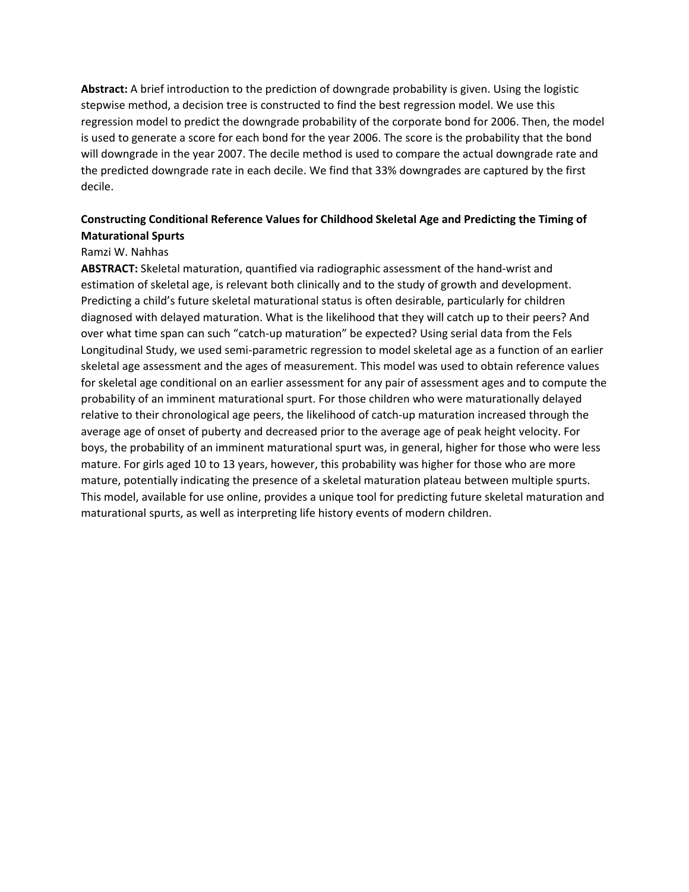**Abstract:** A brief introduction to the prediction of downgrade probability is given. Using the logistic stepwise method, a decision tree is constructed to find the best regression model. We use this regression model to predict the downgrade probability of the corporate bond for 2006. Then, the model is used to generate a score for each bond for the year 2006. The score is the probability that the bond will downgrade in the year 2007. The decile method is used to compare the actual downgrade rate and the predicted downgrade rate in each decile. We find that 33% downgrades are captured by the first decile.

**Constructing Conditional Reference Values for Childhood Skeletal Age and Predicting the Timing of Maturational Spurts**

Ramzi W. Nahhas

**ABSTRACT:** Skeletal maturation, quantified via radiographic assessment of the hand-wrist and estimation of skeletal age, is relevant both clinically and to the study of growth and development. Predicting a child's future skeletal maturational status is often desirable, particularly for children diagnosed with delayed maturation. What is the likelihood that they will catch up to their peers? And over what time span can such "catch-up maturation" be expected? Using serial data from the Fels Longitudinal Study, we used semi-parametric regression to model skeletal age as a function of an earlier skeletal age assessment and the ages of measurement. This model was used to obtain reference values for skeletal age conditional on an earlier assessment for any pair of assessment ages and to compute the probability of an imminent maturational spurt. For those children who were maturationally delayed relative to their chronological age peers, the likelihood of catch-up maturation increased through the average age of onset of puberty and decreased prior to the average age of peak height velocity. For boys, the probability of an imminent maturational spurt was, in general, higher for those who were less mature. For girls aged 10 to 13 years, however, this probability was higher for those who are more mature, potentially indicating the presence of a skeletal maturation plateau between multiple spurts. This model, available for use online, provides a unique tool for predicting future skeletal maturation and maturational spurts, as well as interpreting life history events of modern children.